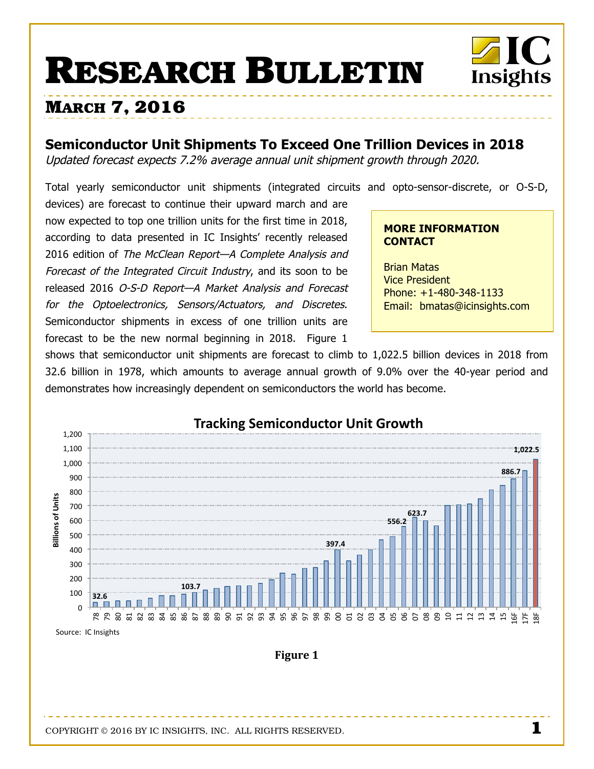# RESEARCH BULLETIN

## MARCH 7, 2016

### Semiconductor Unit Shipments To Exceed One Trillion Devices in 2018

*Updated forecast expects 7.2% average annual unit shipment growth through 2020.*

Total yearly semiconductor unit shipments (integrated circuits and opto-sensor-discrete, or O-S-D, devices) are forecast to continue their upward march and are now expected to top one trillion units for the first time in 2018, according to data presented in IC Insights' recently released 2016 edition of *The McClean Report—A Complete Analysis and Forecast of the Integrated Circuit Industry*, and its soon to be released 2016 *O-S-D Report—A Market Analysis and Forecast for the Optoelectronics, Sensors/Actuators, and Discretes*. Semiconductor shipments in excess of one trillion units are forecast to be the new normal beginning in 2018. Figure 1 shows that semiconductor unit shipments are forecast to climb to 1,022.5 billion devices in 2018 from 32.6 billion in 1978, which amounts to average annual growth of 9.0% over the 40-year period and demonstrates how increasingly dependent on semiconductors the world has become.

> **MORE INFORMATION CONTACT**
>
> Brian Matas
> Vice President
> Phone: +1-480-348-1133
> Email: bmatas@icinsights.com

**Tracking Semiconductor Unit Growth**

(Billions of Units; labeled values: 78: 32.6; 87: 103.7; 00: 397.4; 06: 556.2; 07: 623.7; 16F: 886.7; 18F: 1,022.5)

Source: IC Insights

**Figure 1**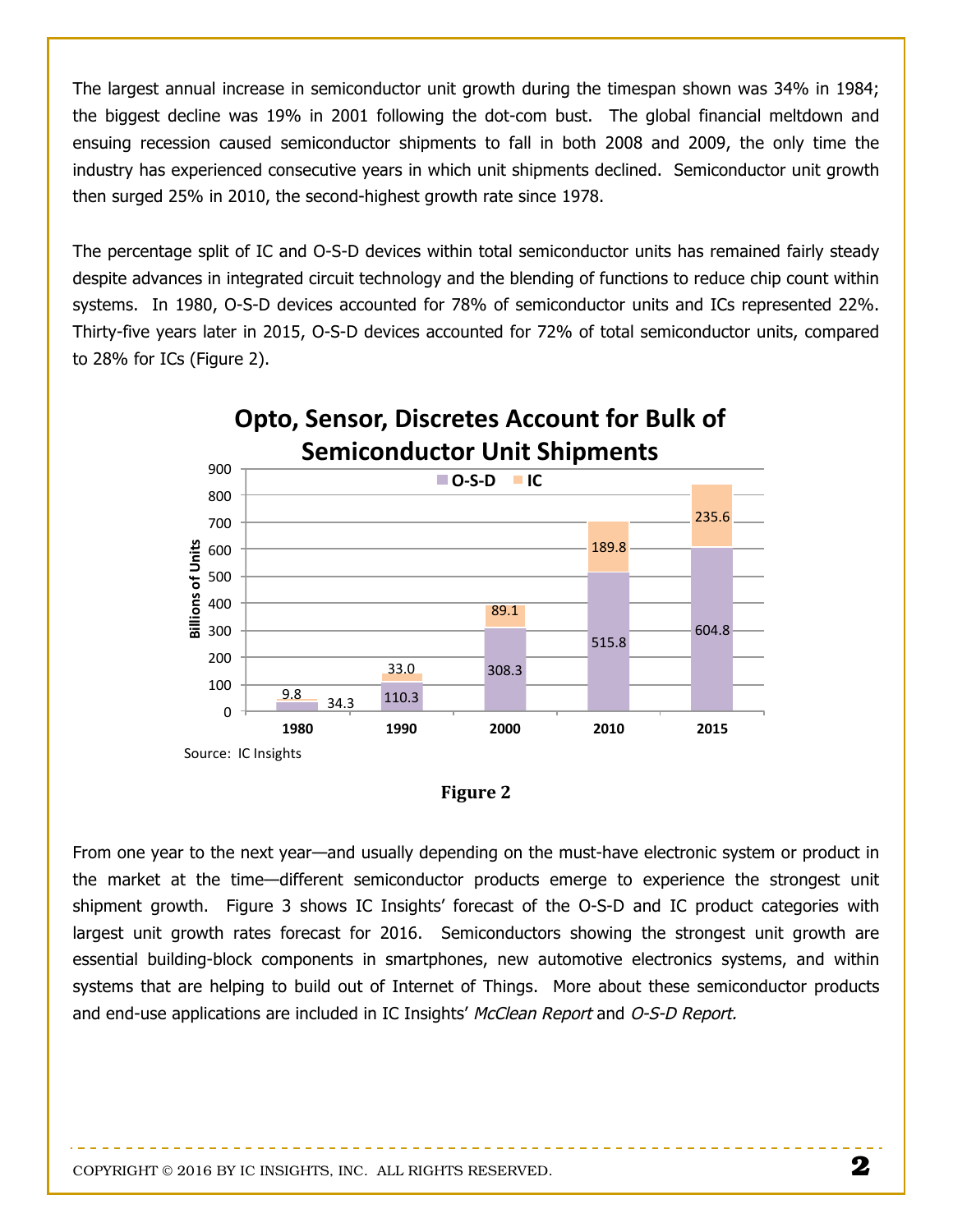The largest annual increase in semiconductor unit growth during the timespan shown was 34% in 1984; the biggest decline was 19% in 2001 following the dot-com bust. The global financial meltdown and ensuing recession caused semiconductor shipments to fall in both 2008 and 2009, the only time the industry has experienced consecutive years in which unit shipments declined. Semiconductor unit growth then surged 25% in 2010, the second-highest growth rate since 1978.

The percentage split of IC and O-S-D devices within total semiconductor units has remained fairly steady despite advances in integrated circuit technology and the blending of functions to reduce chip count within systems. In 1980, O-S-D devices accounted for 78% of semiconductor units and ICs represented 22%. Thirty-five years later in 2015, O-S-D devices accounted for 72% of total semiconductor units, compared to 28% for ICs (Figure 2).

**Opto, Sensor, Discretes Account for Bulk of Semiconductor Unit Shipments**

Billions of Units

| Year | O-S-D | IC |
|---|---|---|
| 1980 | 34.3 | 9.8 |
| 1990 | 110.3 | 33.0 |
| 2000 | 308.3 | 89.1 |
| 2010 | 515.8 | 189.8 |
| 2015 | 604.8 | 235.6 |

Source: IC Insights

**Figure 2**

From one year to the next year—and usually depending on the must-have electronic system or product in the market at the time—different semiconductor products emerge to experience the strongest unit shipment growth. Figure 3 shows IC Insights' forecast of the O-S-D and IC product categories with largest unit growth rates forecast for 2016. Semiconductors showing the strongest unit growth are essential building-block components in smartphones, new automotive electronics systems, and within systems that are helping to build out of Internet of Things. More about these semiconductor products and end-use applications are included in IC Insights' *McClean Report* and *O-S-D Report.*

COPYRIGHT © 2016 BY IC INSIGHTS, INC. ALL RIGHTS RESERVED.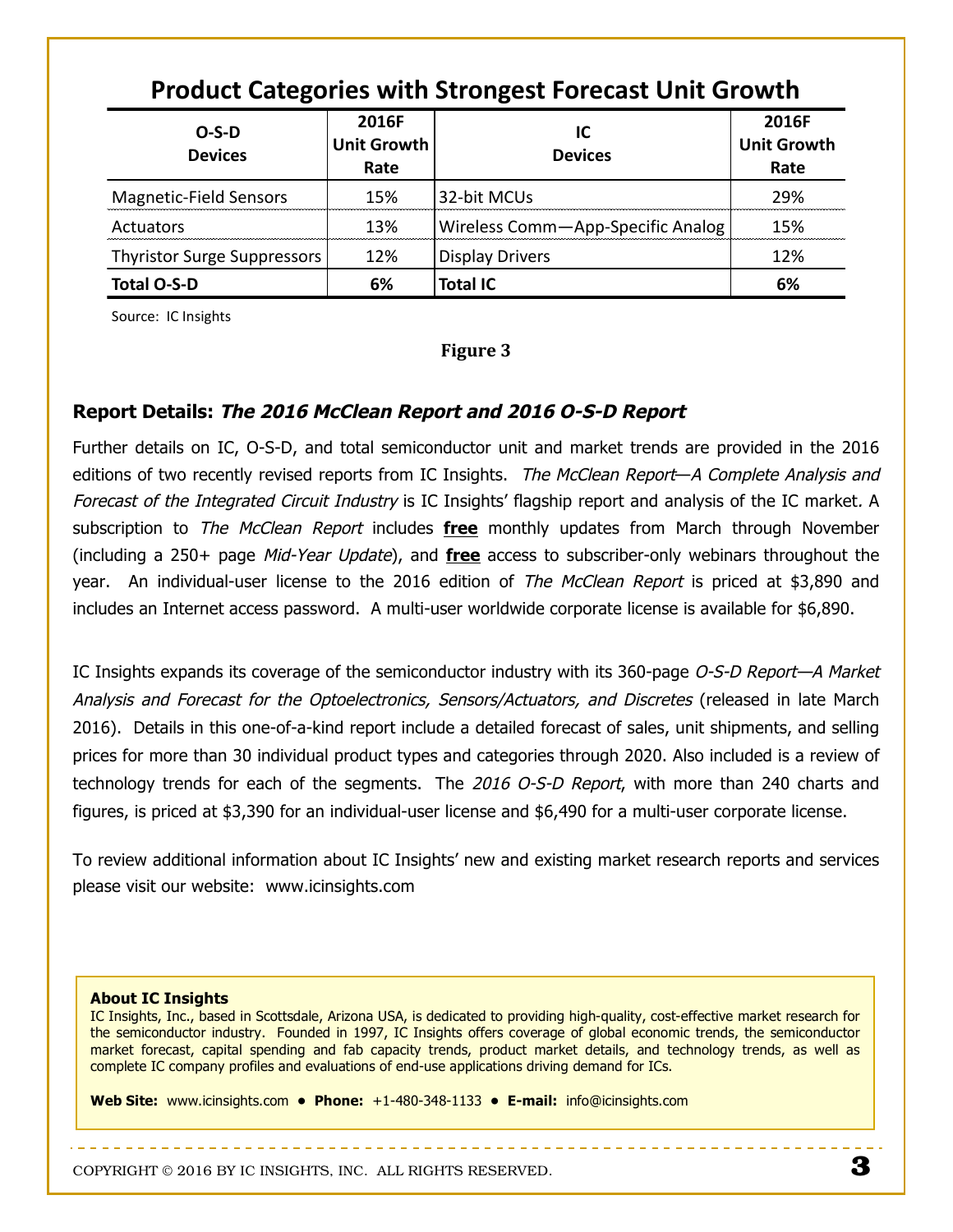## Product Categories with Strongest Forecast Unit Growth

| O-S-D Devices | 2016F Unit Growth Rate | IC Devices | 2016F Unit Growth Rate |
|---|---|---|---|
| Magnetic-Field Sensors | 15% | 32-bit MCUs | 29% |
| Actuators | 13% | Wireless Comm—App-Specific Analog | 15% |
| Thyristor Surge Suppressors | 12% | Display Drivers | 12% |
| **Total O-S-D** | **6%** | **Total IC** | **6%** |

Source: IC Insights

**Figure 3**

### Report Details: *The 2016 McClean Report and 2016 O-S-D Report*

Further details on IC, O-S-D, and total semiconductor unit and market trends are provided in the 2016 editions of two recently revised reports from IC Insights. *The McClean Report—A Complete Analysis and Forecast of the Integrated Circuit Industry* is IC Insights' flagship report and analysis of the IC market. A subscription to *The McClean Report* includes **free** monthly updates from March through November (including a 250+ page *Mid-Year Update*), and **free** access to subscriber-only webinars throughout the year. An individual-user license to the 2016 edition of *The McClean Report* is priced at $3,890 and includes an Internet access password. A multi-user worldwide corporate license is available for $6,890.

IC Insights expands its coverage of the semiconductor industry with its 360-page *O-S-D Report—A Market Analysis and Forecast for the Optoelectronics, Sensors/Actuators, and Discretes* (released in late March 2016). Details in this one-of-a-kind report include a detailed forecast of sales, unit shipments, and selling prices for more than 30 individual product types and categories through 2020. Also included is a review of technology trends for each of the segments. The *2016 O-S-D Report*, with more than 240 charts and figures, is priced at $3,390 for an individual-user license and $6,490 for a multi-user corporate license.

To review additional information about IC Insights' new and existing market research reports and services please visit our website: www.icinsights.com

**About IC Insights**

IC Insights, Inc., based in Scottsdale, Arizona USA, is dedicated to providing high-quality, cost-effective market research for the semiconductor industry. Founded in 1997, IC Insights offers coverage of global economic trends, the semiconductor market forecast, capital spending and fab capacity trends, product market details, and technology trends, as well as complete IC company profiles and evaluations of end-use applications driving demand for ICs.

**Web Site:** www.icinsights.com • **Phone:** +1-480-348-1133 • **E-mail:** info@icinsights.com

COPYRIGHT © 2016 BY IC INSIGHTS, INC. ALL RIGHTS RESERVED.